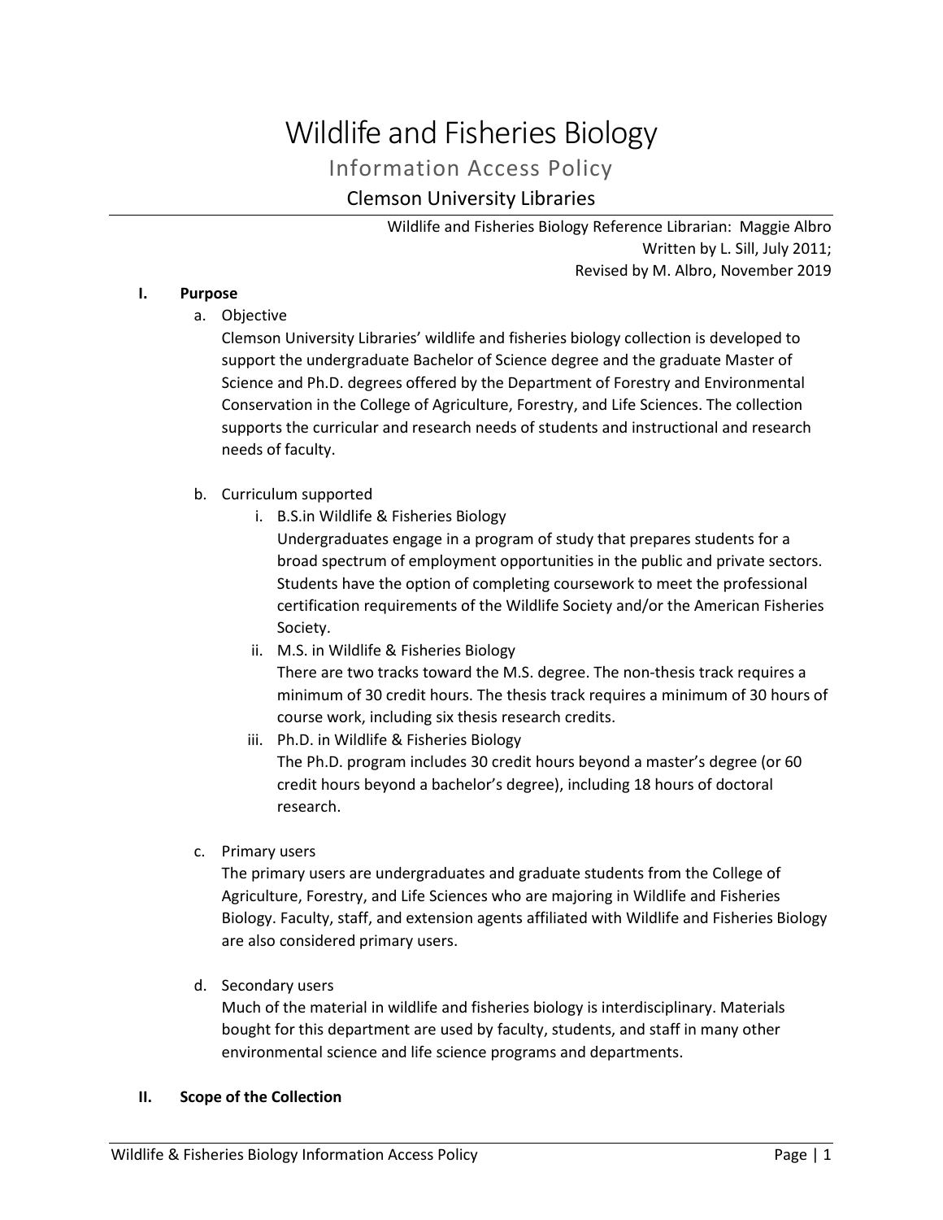# Wildlife and Fisheries Biology

## Information Access Policy

### Clemson University Libraries

Wildlife and Fisheries Biology Reference Librarian: Maggie Albro
Written by L. Sill, July 2011;
Revised by M. Albro, November 2019

**I. Purpose**

a. Objective

Clemson University Libraries' wildlife and fisheries biology collection is developed to support the undergraduate Bachelor of Science degree and the graduate Master of Science and Ph.D. degrees offered by the Department of Forestry and Environmental Conservation in the College of Agriculture, Forestry, and Life Sciences. The collection supports the curricular and research needs of students and instructional and research needs of faculty.

b. Curriculum supported

i. B.S.in Wildlife & Fisheries Biology
Undergraduates engage in a program of study that prepares students for a broad spectrum of employment opportunities in the public and private sectors. Students have the option of completing coursework to meet the professional certification requirements of the Wildlife Society and/or the American Fisheries Society.

ii. M.S. in Wildlife & Fisheries Biology
There are two tracks toward the M.S. degree. The non-thesis track requires a minimum of 30 credit hours. The thesis track requires a minimum of 30 hours of course work, including six thesis research credits.

iii. Ph.D. in Wildlife & Fisheries Biology
The Ph.D. program includes 30 credit hours beyond a master's degree (or 60 credit hours beyond a bachelor's degree), including 18 hours of doctoral research.

c. Primary users

The primary users are undergraduates and graduate students from the College of Agriculture, Forestry, and Life Sciences who are majoring in Wildlife and Fisheries Biology. Faculty, staff, and extension agents affiliated with Wildlife and Fisheries Biology are also considered primary users.

d. Secondary users

Much of the material in wildlife and fisheries biology is interdisciplinary. Materials bought for this department are used by faculty, students, and staff in many other environmental science and life science programs and departments.

**II. Scope of the Collection**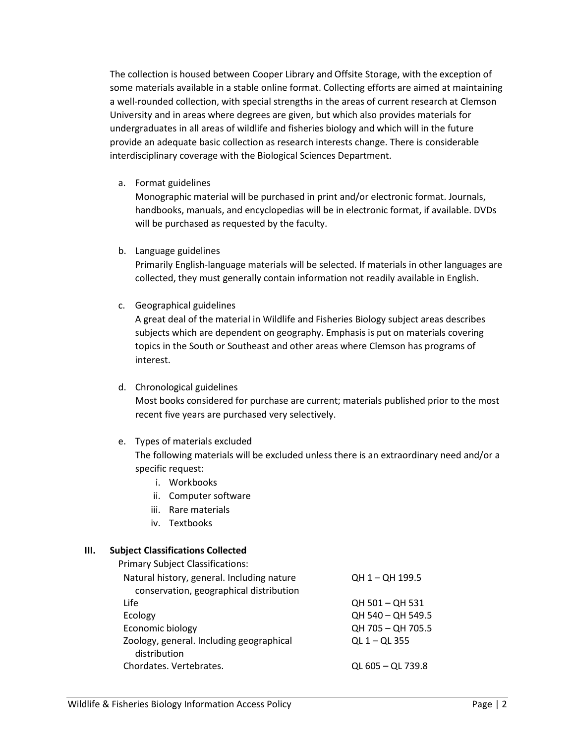The collection is housed between Cooper Library and Offsite Storage, with the exception of some materials available in a stable online format. Collecting efforts are aimed at maintaining a well-rounded collection, with special strengths in the areas of current research at Clemson University and in areas where degrees are given, but which also provides materials for undergraduates in all areas of wildlife and fisheries biology and which will in the future provide an adequate basic collection as research interests change. There is considerable interdisciplinary coverage with the Biological Sciences Department.

a. Format guidelines
   Monographic material will be purchased in print and/or electronic format. Journals, handbooks, manuals, and encyclopedias will be in electronic format, if available. DVDs will be purchased as requested by the faculty.

b. Language guidelines
   Primarily English-language materials will be selected. If materials in other languages are collected, they must generally contain information not readily available in English.

c. Geographical guidelines
   A great deal of the material in Wildlife and Fisheries Biology subject areas describes subjects which are dependent on geography. Emphasis is put on materials covering topics in the South or Southeast and other areas where Clemson has programs of interest.

d. Chronological guidelines
   Most books considered for purchase are current; materials published prior to the most recent five years are purchased very selectively.

e. Types of materials excluded
   The following materials will be excluded unless there is an extraordinary need and/or a specific request:
   i. Workbooks
   ii. Computer software
   iii. Rare materials
   iv. Textbooks

## III. Subject Classifications Collected

Primary Subject Classifications:

| | |
|---|---|
| Natural history, general. Including nature conservation, geographical distribution | QH 1 – QH 199.5 |
| Life | QH 501 – QH 531 |
| Ecology | QH 540 – QH 549.5 |
| Economic biology | QH 705 – QH 705.5 |
| Zoology, general. Including geographical distribution | QL 1 – QL 355 |
| Chordates. Vertebrates. | QL 605 – QL 739.8 |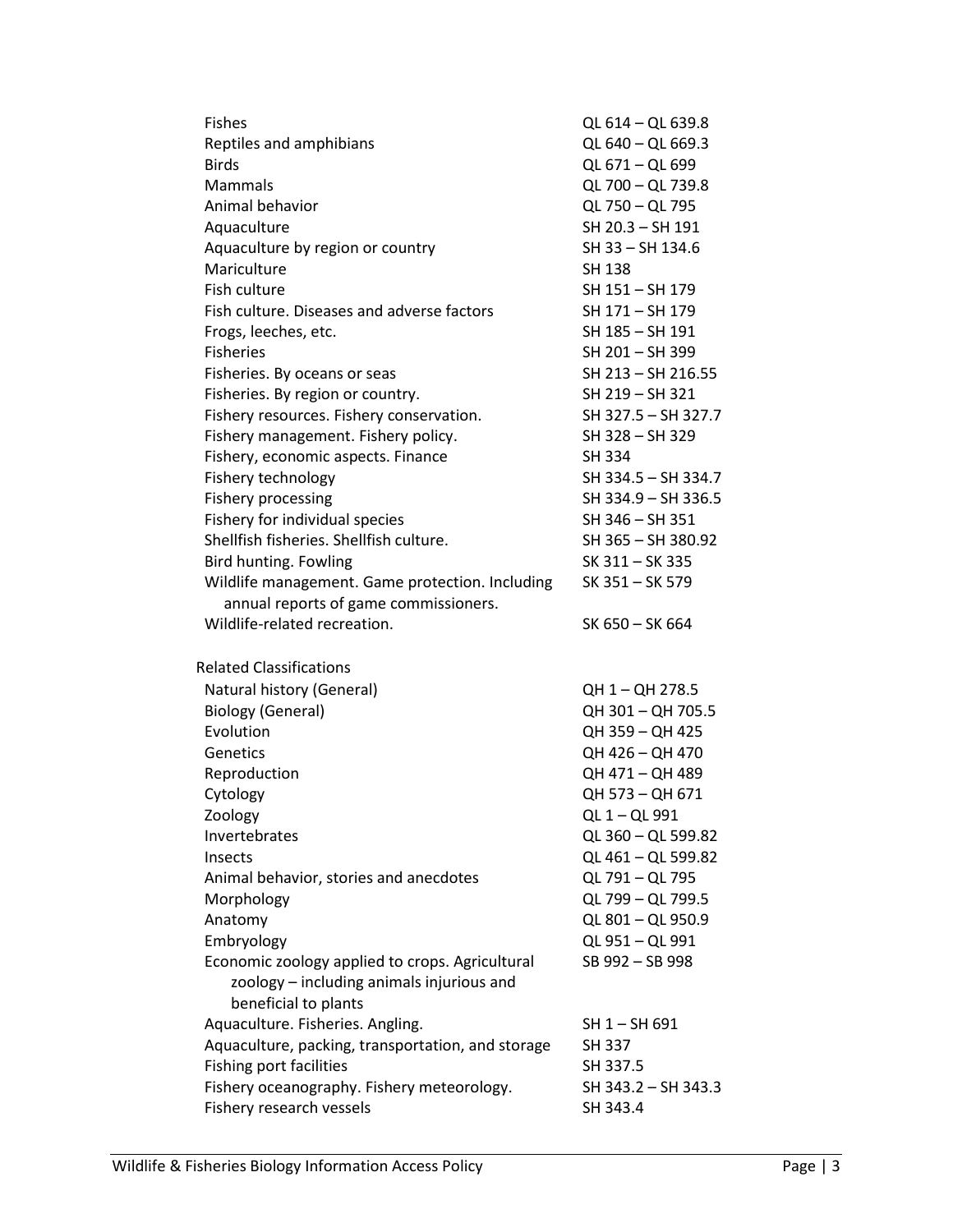| | |
|---|---|
| Fishes | QL 614 – QL 639.8 |
| Reptiles and amphibians | QL 640 – QL 669.3 |
| Birds | QL 671 – QL 699 |
| Mammals | QL 700 – QL 739.8 |
| Animal behavior | QL 750 – QL 795 |
| Aquaculture | SH 20.3 – SH 191 |
| Aquaculture by region or country | SH 33 – SH 134.6 |
| Mariculture | SH 138 |
| Fish culture | SH 151 – SH 179 |
| Fish culture. Diseases and adverse factors | SH 171 – SH 179 |
| Frogs, leeches, etc. | SH 185 – SH 191 |
| Fisheries | SH 201 – SH 399 |
| Fisheries. By oceans or seas | SH 213 – SH 216.55 |
| Fisheries. By region or country. | SH 219 – SH 321 |
| Fishery resources. Fishery conservation. | SH 327.5 – SH 327.7 |
| Fishery management. Fishery policy. | SH 328 – SH 329 |
| Fishery, economic aspects. Finance | SH 334 |
| Fishery technology | SH 334.5 – SH 334.7 |
| Fishery processing | SH 334.9 – SH 336.5 |
| Fishery for individual species | SH 346 – SH 351 |
| Shellfish fisheries. Shellfish culture. | SH 365 – SH 380.92 |
| Bird hunting. Fowling | SK 311 – SK 335 |
| Wildlife management. Game protection. Including annual reports of game commissioners. | SK 351 – SK 579 |
| Wildlife-related recreation. | SK 650 – SK 664 |

Related Classifications

| | |
|---|---|
| Natural history (General) | QH 1 – QH 278.5 |
| Biology (General) | QH 301 – QH 705.5 |
| Evolution | QH 359 – QH 425 |
| Genetics | QH 426 – QH 470 |
| Reproduction | QH 471 – QH 489 |
| Cytology | QH 573 – QH 671 |
| Zoology | QL 1 – QL 991 |
| Invertebrates | QL 360 – QL 599.82 |
| Insects | QL 461 – QL 599.82 |
| Animal behavior, stories and anecdotes | QL 791 – QL 795 |
| Morphology | QL 799 – QL 799.5 |
| Anatomy | QL 801 – QL 950.9 |
| Embryology | QL 951 – QL 991 |
| Economic zoology applied to crops. Agricultural zoology – including animals injurious and beneficial to plants | SB 992 – SB 998 |
| Aquaculture. Fisheries. Angling. | SH 1 – SH 691 |
| Aquaculture, packing, transportation, and storage | SH 337 |
| Fishing port facilities | SH 337.5 |
| Fishery oceanography. Fishery meteorology. | SH 343.2 – SH 343.3 |
| Fishery research vessels | SH 343.4 |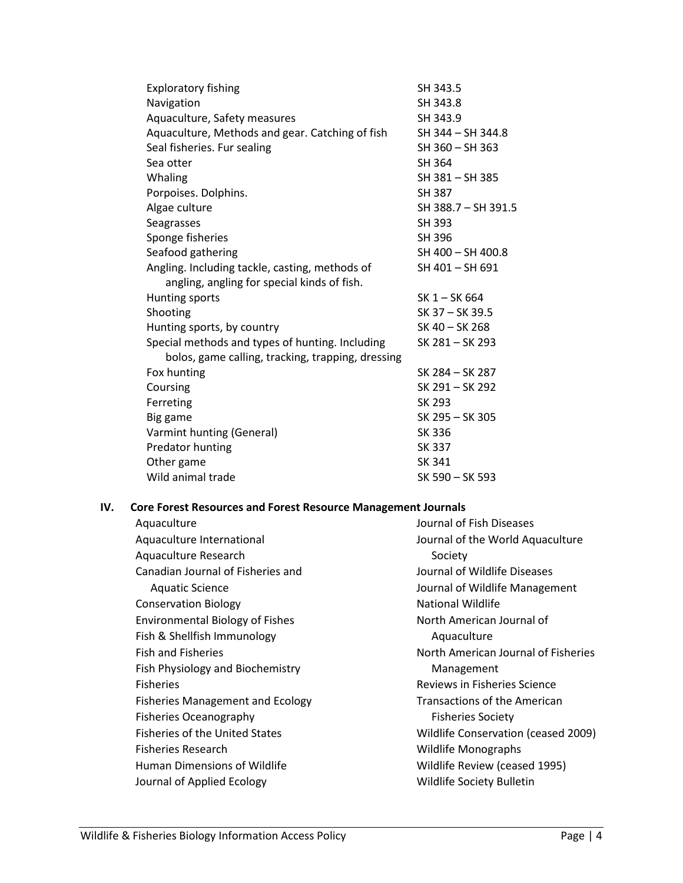| | |
|---|---|
| Exploratory fishing | SH 343.5 |
| Navigation | SH 343.8 |
| Aquaculture, Safety measures | SH 343.9 |
| Aquaculture, Methods and gear. Catching of fish | SH 344 – SH 344.8 |
| Seal fisheries. Fur sealing | SH 360 – SH 363 |
| Sea otter | SH 364 |
| Whaling | SH 381 – SH 385 |
| Porpoises. Dolphins. | SH 387 |
| Algae culture | SH 388.7 – SH 391.5 |
| Seagrasses | SH 393 |
| Sponge fisheries | SH 396 |
| Seafood gathering | SH 400 – SH 400.8 |
| Angling. Including tackle, casting, methods of angling, angling for special kinds of fish. | SH 401 – SH 691 |
| Hunting sports | SK 1 – SK 664 |
| Shooting | SK 37 – SK 39.5 |
| Hunting sports, by country | SK 40 – SK 268 |
| Special methods and types of hunting. Including bolos, game calling, tracking, trapping, dressing | SK 281 – SK 293 |
| Fox hunting | SK 284 – SK 287 |
| Coursing | SK 291 – SK 292 |
| Ferreting | SK 293 |
| Big game | SK 295 – SK 305 |
| Varmint hunting (General) | SK 336 |
| Predator hunting | SK 337 |
| Other game | SK 341 |
| Wild animal trade | SK 590 – SK 593 |

## IV. Core Forest Resources and Forest Resource Management Journals

- Aquaculture
- Aquaculture International
- Aquaculture Research
- Canadian Journal of Fisheries and Aquatic Science
- Conservation Biology
- Environmental Biology of Fishes
- Fish & Shellfish Immunology
- Fish and Fisheries
- Fish Physiology and Biochemistry
- Fisheries
- Fisheries Management and Ecology
- Fisheries Oceanography
- Fisheries of the United States
- Fisheries Research
- Human Dimensions of Wildlife
- Journal of Applied Ecology
- Journal of Fish Diseases
- Journal of the World Aquaculture Society
- Journal of Wildlife Diseases
- Journal of Wildlife Management
- National Wildlife
- North American Journal of Aquaculture
- North American Journal of Fisheries Management
- Reviews in Fisheries Science
- Transactions of the American Fisheries Society
- Wildlife Conservation (ceased 2009)
- Wildlife Monographs
- Wildlife Review (ceased 1995)
- Wildlife Society Bulletin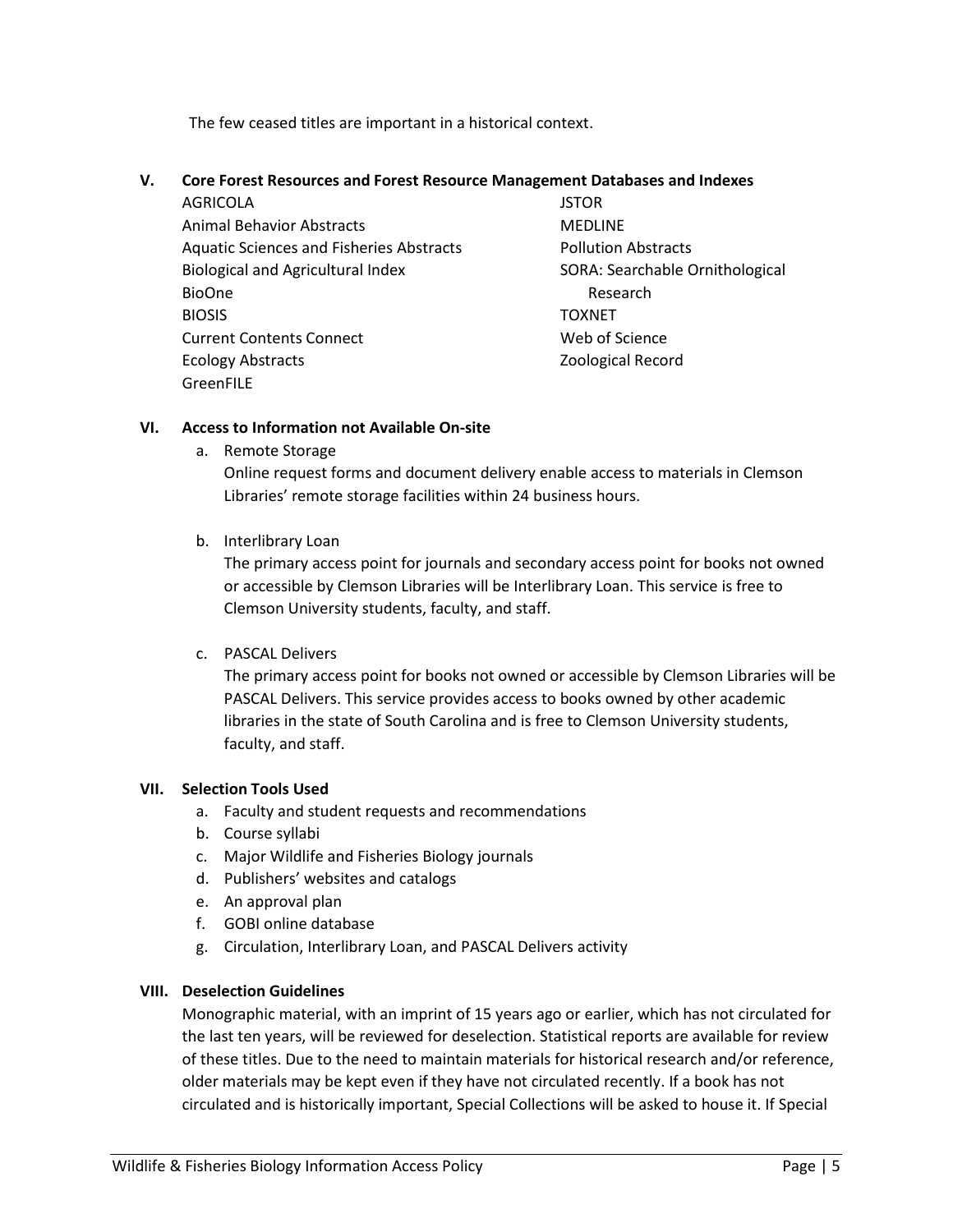The few ceased titles are important in a historical context.

## V. Core Forest Resources and Forest Resource Management Databases and Indexes

AGRICOLA
Animal Behavior Abstracts
Aquatic Sciences and Fisheries Abstracts
Biological and Agricultural Index
BioOne
BIOSIS
Current Contents Connect
Ecology Abstracts
GreenFILE
JSTOR
MEDLINE
Pollution Abstracts
SORA: Searchable Ornithological Research
TOXNET
Web of Science
Zoological Record

## VI. Access to Information not Available On-site

a. Remote Storage

   Online request forms and document delivery enable access to materials in Clemson Libraries' remote storage facilities within 24 business hours.

b. Interlibrary Loan

   The primary access point for journals and secondary access point for books not owned or accessible by Clemson Libraries will be Interlibrary Loan. This service is free to Clemson University students, faculty, and staff.

c. PASCAL Delivers

   The primary access point for books not owned or accessible by Clemson Libraries will be PASCAL Delivers. This service provides access to books owned by other academic libraries in the state of South Carolina and is free to Clemson University students, faculty, and staff.

## VII. Selection Tools Used

a. Faculty and student requests and recommendations
b. Course syllabi
c. Major Wildlife and Fisheries Biology journals
d. Publishers' websites and catalogs
e. An approval plan
f. GOBI online database
g. Circulation, Interlibrary Loan, and PASCAL Delivers activity

## VIII. Deselection Guidelines

Monographic material, with an imprint of 15 years ago or earlier, which has not circulated for the last ten years, will be reviewed for deselection. Statistical reports are available for review of these titles. Due to the need to maintain materials for historical research and/or reference, older materials may be kept even if they have not circulated recently. If a book has not circulated and is historically important, Special Collections will be asked to house it. If Special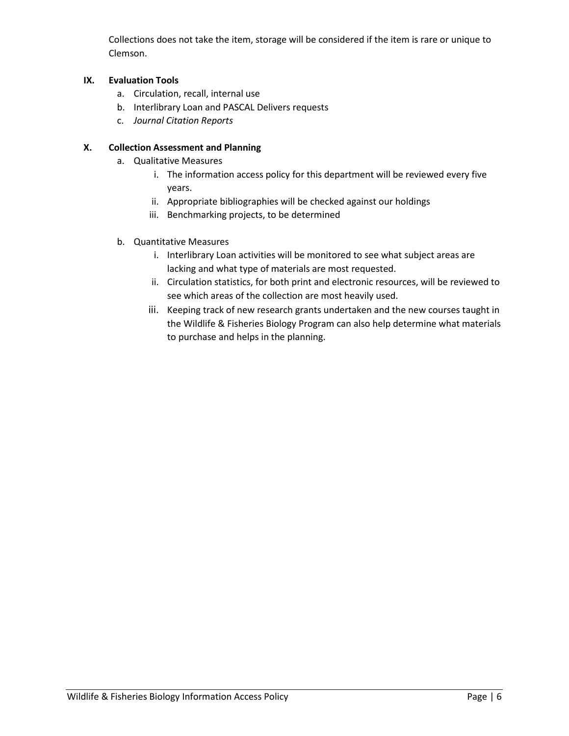Collections does not take the item, storage will be considered if the item is rare or unique to Clemson.

## IX. Evaluation Tools

a. Circulation, recall, internal use
b. Interlibrary Loan and PASCAL Delivers requests
c. *Journal Citation Reports*

## X. Collection Assessment and Planning

a. Qualitative Measures
   i. The information access policy for this department will be reviewed every five years.
   ii. Appropriate bibliographies will be checked against our holdings
   iii. Benchmarking projects, to be determined

b. Quantitative Measures
   i. Interlibrary Loan activities will be monitored to see what subject areas are lacking and what type of materials are most requested.
   ii. Circulation statistics, for both print and electronic resources, will be reviewed to see which areas of the collection are most heavily used.
   iii. Keeping track of new research grants undertaken and the new courses taught in the Wildlife & Fisheries Biology Program can also help determine what materials to purchase and helps in the planning.